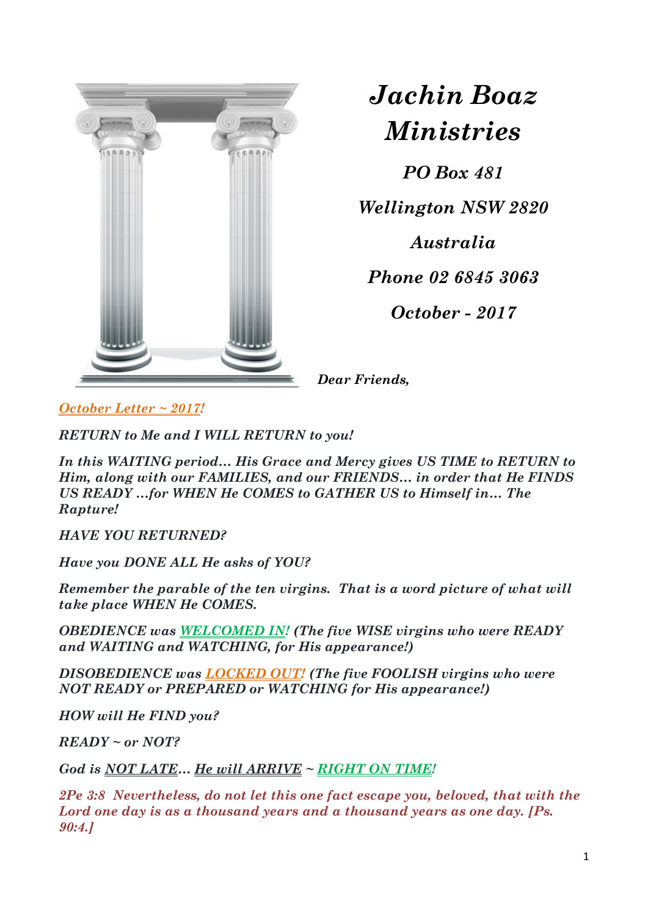# *Jachin Boaz Ministries*

*PO Box 481*

*Wellington NSW 2820*

*Australia*

*Phone 02 6845 3063*

*October - 2017*

***Dear Friends,***

***October Letter ~ 2017!***

***RETURN to Me and I WILL RETURN to you!***

***In this WAITING period… His Grace and Mercy gives US TIME to RETURN to Him, along with our FAMILIES, and our FRIENDS… in order that He FINDS US READY …for WHEN He COMES to GATHER US to Himself in… The Rapture!***

***HAVE YOU RETURNED?***

***Have you DONE ALL He asks of YOU?***

***Remember the parable of the ten virgins. That is a word picture of what will take place WHEN He COMES.***

***OBEDIENCE was WELCOMED IN! (The five WISE virgins who were READY and WAITING and WATCHING, for His appearance!)***

***DISOBEDIENCE was LOCKED OUT! (The five FOOLISH virgins who were NOT READY or PREPARED or WATCHING for His appearance!)***

***HOW will He FIND you?***

***READY ~ or NOT?***

***God is NOT LATE… He will ARRIVE ~ RIGHT ON TIME!***

***2Pe 3:8 Nevertheless, do not let this one fact escape you, beloved, that with the Lord one day is as a thousand years and a thousand years as one day. [Ps. 90:4.]***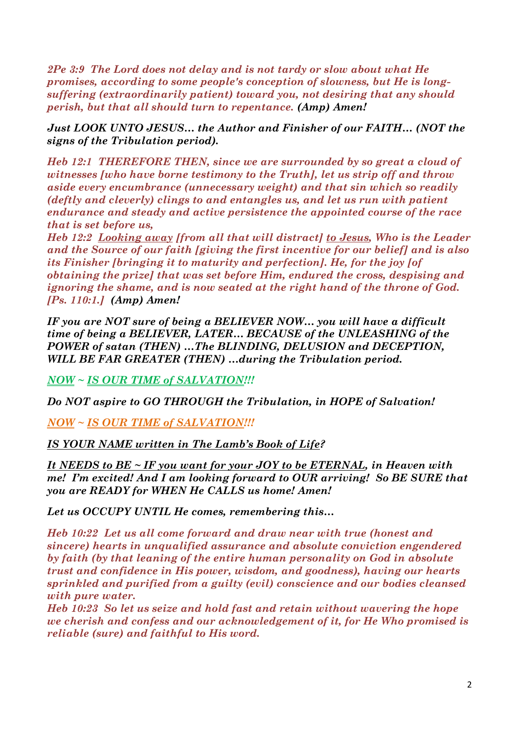*2Pe 3:9 The Lord does not delay and is not tardy or slow about what He promises, according to some people's conception of slowness, but He is long-suffering (extraordinarily patient) toward you, not desiring that any should perish, but that all should turn to repentance.* ***(Amp) Amen!***

***Just LOOK UNTO JESUS… the Author and Finisher of our FAITH… (NOT the signs of the Tribulation period).***

***Heb 12:1 THEREFORE THEN, since we are surrounded by so great a cloud of witnesses [who have borne testimony to the Truth], let us strip off and throw aside every encumbrance (unnecessary weight) and that sin which so readily (deftly and cleverly) clings to and entangles us, and let us run with patient endurance and steady and active persistence the appointed course of the race that is set before us,***
***Heb 12:2 <u>Looking away</u> [from all that will distract] <u>to Jesus</u>, Who is the Leader and the Source of our faith [giving the first incentive for our belief] and is also its Finisher [bringing it to maturity and perfection]. He, for the joy [of obtaining the prize] that was set before Him, endured the cross, despising and ignoring the shame, and is now seated at the right hand of the throne of God. [Ps. 110:1.]  (Amp) Amen!***

***IF you are NOT sure of being a BELIEVER NOW… you will have a difficult time of being a BELIEVER, LATER… BECAUSE of the UNLEASHING of the POWER of satan (THEN) …The BLINDING, DELUSION and DECEPTION, WILL BE FAR GREATER (THEN) …during the Tribulation period.***

***<u>NOW</u> ~ <u>IS OUR TIME of SALVATION</u>!!!***

***Do NOT aspire to GO THROUGH the Tribulation, in HOPE of Salvation!***

***<u>NOW</u> ~ <u>IS OUR TIME of SALVATION</u>!!!***

***<u>IS YOUR NAME written in The Lamb's Book of Life</u>?***

***<u>It NEEDS to BE ~ IF you want for your JOY to be ETERNAL</u>, in Heaven with me!  I'm excited! And I am looking forward to OUR arriving!  So BE SURE that you are READY for WHEN He CALLS us home! Amen!***

***Let us OCCUPY UNTIL He comes, remembering this…***

***Heb 10:22 Let us all come forward and draw near with true (honest and sincere) hearts in unqualified assurance and absolute conviction engendered by faith (by that leaning of the entire human personality on God in absolute trust and confidence in His power, wisdom, and goodness), having our hearts sprinkled and purified from a guilty (evil) conscience and our bodies cleansed with pure water.***
***Heb 10:23 So let us seize and hold fast and retain without wavering the hope we cherish and confess and our acknowledgement of it, for He Who promised is reliable (sure) and faithful to His word.***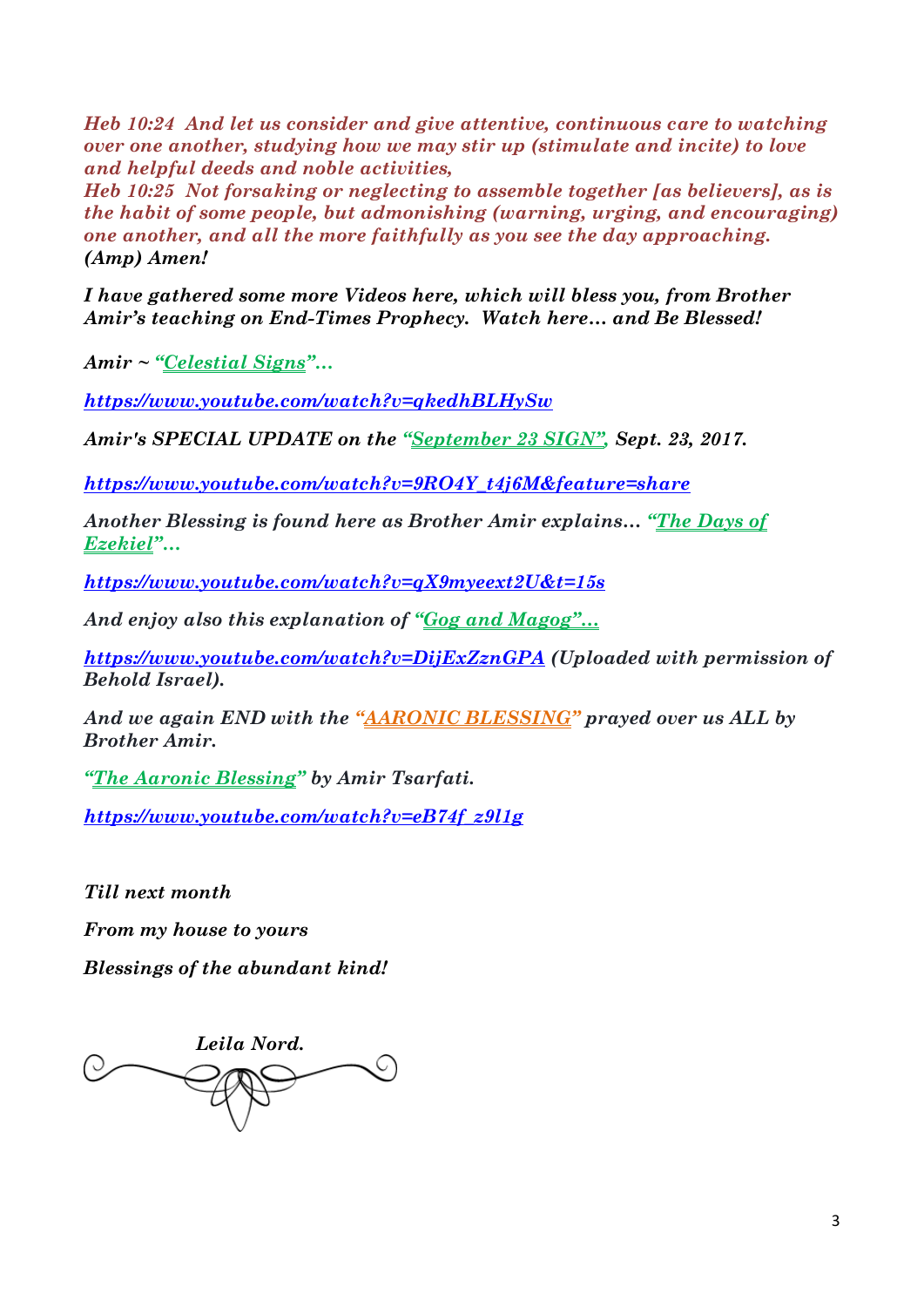*Heb 10:24 And let us consider and give attentive, continuous care to watching over one another, studying how we may stir up (stimulate and incite) to love and helpful deeds and noble activities,*
*Heb 10:25 Not forsaking or neglecting to assemble together [as believers], as is the habit of some people, but admonishing (warning, urging, and encouraging) one another, and all the more faithfully as you see the day approaching.*
***(Amp) Amen!***

***I have gathered some more Videos here, which will bless you, from Brother Amir's teaching on End-Times Prophecy. Watch here… and Be Blessed!***

***Amir ~ "Celestial Signs"…***

***https://www.youtube.com/watch?v=qkedhBLHySw***

***Amir's SPECIAL UPDATE on the "September 23 SIGN", Sept. 23, 2017.***

***https://www.youtube.com/watch?v=9RO4Y_t4j6M&feature=share***

***Another Blessing is found here as Brother Amir explains… "The Days of Ezekiel"…***

***https://www.youtube.com/watch?v=qX9myeext2U&t=15s***

***And enjoy also this explanation of "Gog and Magog"…***

***https://www.youtube.com/watch?v=DijExZznGPA (Uploaded with permission of Behold Israel).***

***And we again END with the "AARONIC BLESSING" prayed over us ALL by Brother Amir.***

***"The Aaronic Blessing" by Amir Tsarfati.***

***https://www.youtube.com/watch?v=eB74f_z9l1g***

***Till next month***

***From my house to yours***

***Blessings of the abundant kind!***

***Leila Nord.***